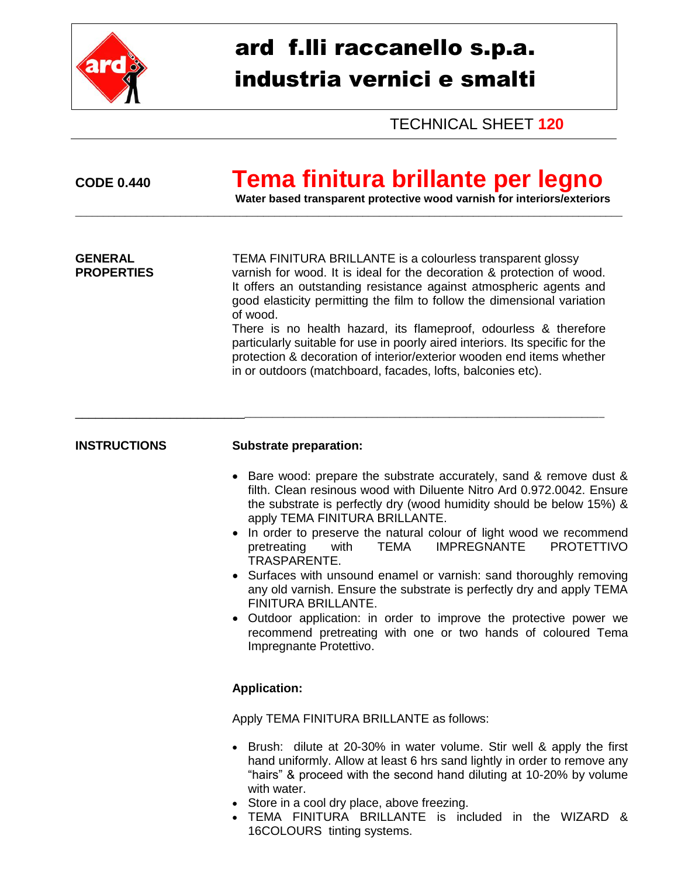# ard f.lli raccanello s.p.a.
# industria vernici e smalti

TECHNICAL SHEET **120**

**CODE 0.440**

## Tema finitura brillante per legno

**Water based transparent protective wood varnish for interiors/exteriors**

---

**GENERAL PROPERTIES**

TEMA FINITURA BRILLANTE is a colourless transparent glossy varnish for wood. It is ideal for the decoration & protection of wood. It offers an outstanding resistance against atmospheric agents and good elasticity permitting the film to follow the dimensional variation of wood.
There is no health hazard, its flameproof, odourless & therefore particularly suitable for use in poorly aired interiors. Its specific for the protection & decoration of interior/exterior wooden end items whether in or outdoors (matchboard, facades, lofts, balconies etc).

---

**INSTRUCTIONS**

**Substrate preparation:**

- Bare wood: prepare the substrate accurately, sand & remove dust & filth. Clean resinous wood with Diluente Nitro Ard 0.972.0042. Ensure the substrate is perfectly dry (wood humidity should be below 15%) & apply TEMA FINITURA BRILLANTE.
- In order to preserve the natural colour of light wood we recommend pretreating with TEMA IMPREGNANTE PROTETTIVO TRASPARENTE.
- Surfaces with unsound enamel or varnish: sand thoroughly removing any old varnish. Ensure the substrate is perfectly dry and apply TEMA FINITURA BRILLANTE.
- Outdoor application: in order to improve the protective power we recommend pretreating with one or two hands of coloured Tema Impregnante Protettivo.

**Application:**

Apply TEMA FINITURA BRILLANTE as follows:

- Brush: dilute at 20-30% in water volume. Stir well & apply the first hand uniformly. Allow at least 6 hrs sand lightly in order to remove any "hairs" & proceed with the second hand diluting at 10-20% by volume with water.
- Store in a cool dry place, above freezing.
- TEMA FINITURA BRILLANTE is included in the WIZARD & 16COLOURS tinting systems.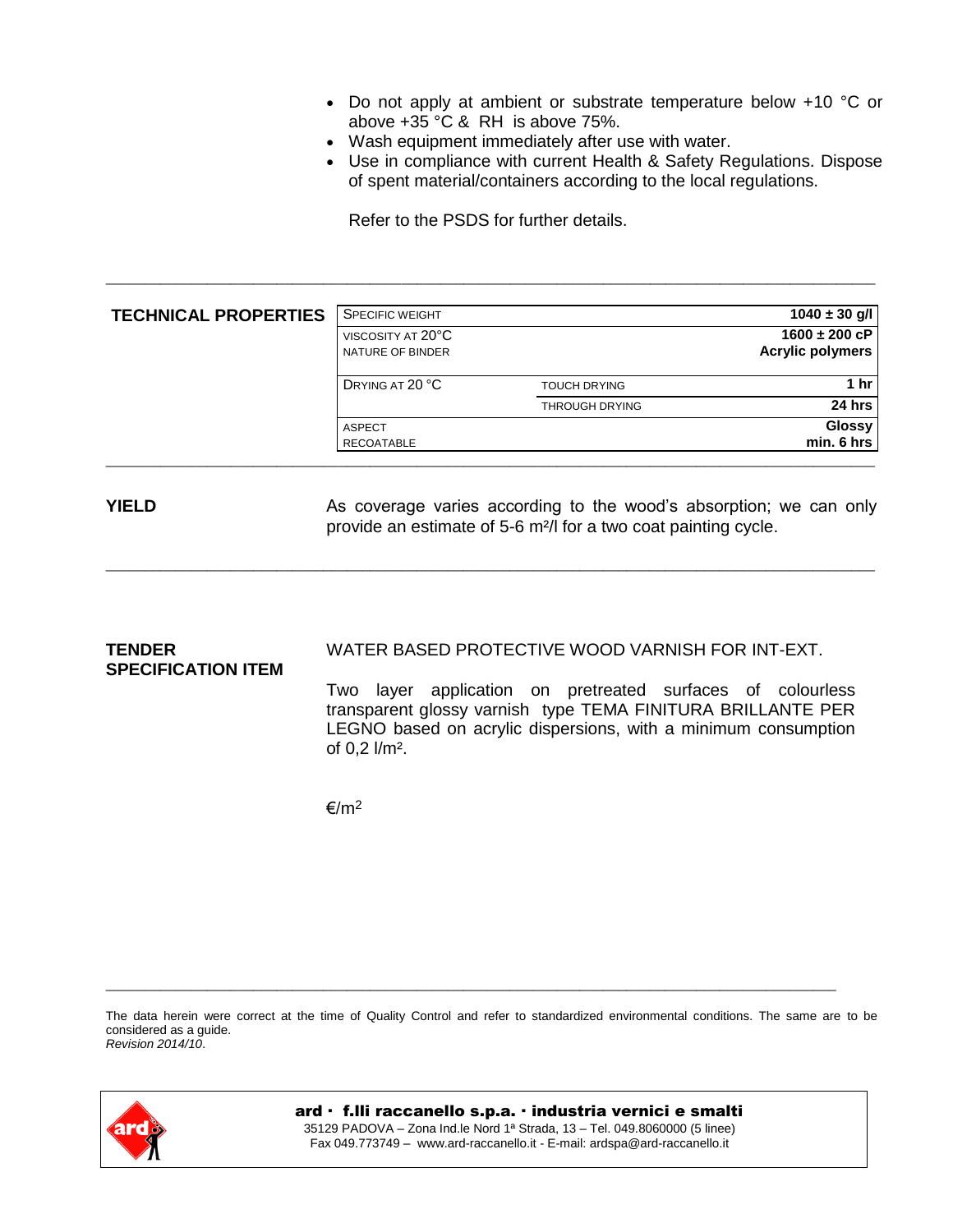- Do not apply at ambient or substrate temperature below +10 °C or above +35 °C & RH is above 75%.
- Wash equipment immediately after use with water.
- Use in compliance with current Health & Safety Regulations. Dispose of spent material/containers according to the local regulations.

Refer to the PSDS for further details.

## TECHNICAL PROPERTIES

| | | |
|---|---|---|
| SPECIFIC WEIGHT | | **1040 ± 30 g/l** |
| VISCOSITY AT 20°C | | **1600 ± 200 cP** |
| NATURE OF BINDER | | **Acrylic polymers** |
| DRYING AT 20 °C | TOUCH DRYING | **1 hr** |
| | THROUGH DRYING | **24 hrs** |
| ASPECT | | **Glossy** |
| RECOATABLE | | **min. 6 hrs** |

## YIELD

As coverage varies according to the wood's absorption; we can only provide an estimate of 5-6 m²/l for a two coat painting cycle.

## TENDER SPECIFICATION ITEM

WATER BASED PROTECTIVE WOOD VARNISH FOR INT-EXT.

Two layer application on pretreated surfaces of colourless transparent glossy varnish type TEMA FINITURA BRILLANTE PER LEGNO based on acrylic dispersions, with a minimum consumption of 0,2 l/m².

€/m²

The data herein were correct at the time of Quality Control and refer to standardized environmental conditions. The same are to be considered as a guide.
*Revision 2014/10*.

**ard · f.lli raccanello s.p.a. · industria vernici e smalti**
35129 PADOVA – Zona Ind.le Nord 1ª Strada, 13 – Tel. 049.8060000 (5 linee)
Fax 049.773749 – www.ard-raccanello.it - E-mail: ardspa@ard-raccanello.it